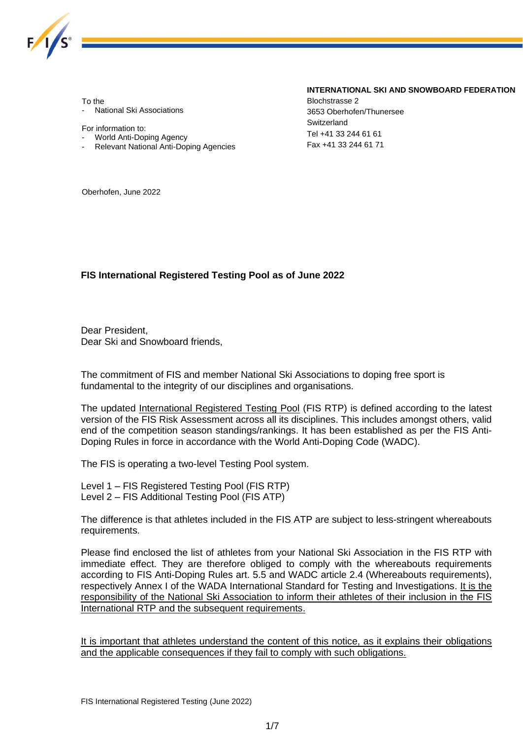To the
- National Ski Associations

For information to:
- World Anti-Doping Agency
- Relevant National Anti-Doping Agencies

**INTERNATIONAL SKI AND SNOWBOARD FEDERATION**
Blochstrasse 2
3653 Oberhofen/Thunersee
Switzerland
Tel +41 33 244 61 61
Fax +41 33 244 61 71

Oberhofen, June 2022

**FIS International Registered Testing Pool as of June 2022**

Dear President,
Dear Ski and Snowboard friends,

The commitment of FIS and member National Ski Associations to doping free sport is fundamental to the integrity of our disciplines and organisations.

The updated International Registered Testing Pool (FIS RTP) is defined according to the latest version of the FIS Risk Assessment across all its disciplines. This includes amongst others, valid end of the competition season standings/rankings. It has been established as per the FIS Anti-Doping Rules in force in accordance with the World Anti-Doping Code (WADC).

The FIS is operating a two-level Testing Pool system.

Level 1 – FIS Registered Testing Pool (FIS RTP)
Level 2 – FIS Additional Testing Pool (FIS ATP)

The difference is that athletes included in the FIS ATP are subject to less-stringent whereabouts requirements.

Please find enclosed the list of athletes from your National Ski Association in the FIS RTP with immediate effect. They are therefore obliged to comply with the whereabouts requirements according to FIS Anti-Doping Rules art. 5.5 and WADC article 2.4 (Whereabouts requirements), respectively Annex I of the WADA International Standard for Testing and Investigations. It is the responsibility of the National Ski Association to inform their athletes of their inclusion in the FIS International RTP and the subsequent requirements.

It is important that athletes understand the content of this notice, as it explains their obligations and the applicable consequences if they fail to comply with such obligations.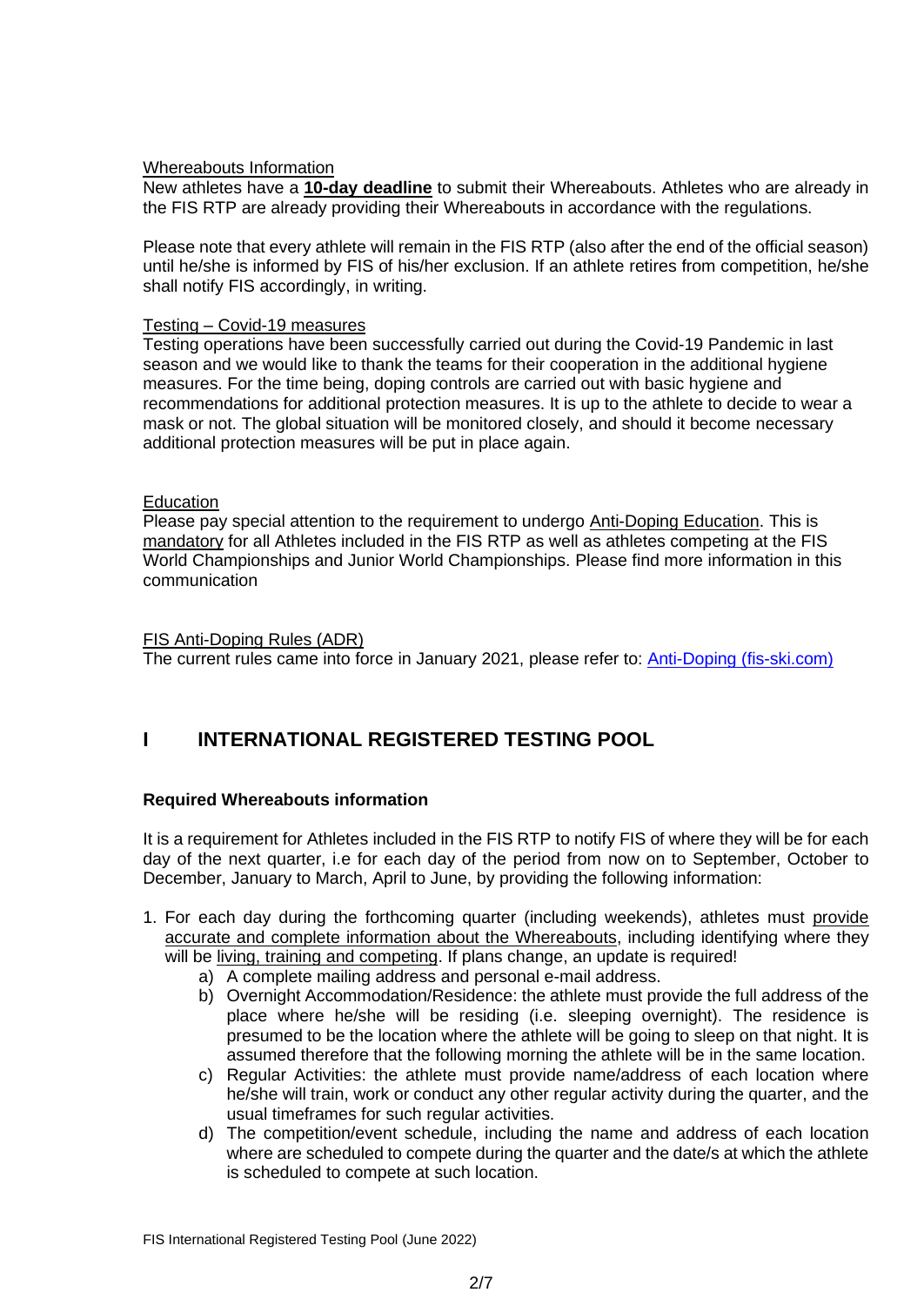Whereabouts Information

New athletes have a **10-day deadline** to submit their Whereabouts. Athletes who are already in the FIS RTP are already providing their Whereabouts in accordance with the regulations.

Please note that every athlete will remain in the FIS RTP (also after the end of the official season) until he/she is informed by FIS of his/her exclusion. If an athlete retires from competition, he/she shall notify FIS accordingly, in writing.

Testing – Covid-19 measures

Testing operations have been successfully carried out during the Covid-19 Pandemic in last season and we would like to thank the teams for their cooperation in the additional hygiene measures. For the time being, doping controls are carried out with basic hygiene and recommendations for additional protection measures. It is up to the athlete to decide to wear a mask or not. The global situation will be monitored closely, and should it become necessary additional protection measures will be put in place again.

Education

Please pay special attention to the requirement to undergo Anti-Doping Education. This is mandatory for all Athletes included in the FIS RTP as well as athletes competing at the FIS World Championships and Junior World Championships. Please find more information in this communication

FIS Anti-Doping Rules (ADR)

The current rules came into force in January 2021, please refer to: [Anti-Doping (fis-ski.com)](Anti-Doping (fis-ski.com))

# I INTERNATIONAL REGISTERED TESTING POOL

**Required Whereabouts information**

It is a requirement for Athletes included in the FIS RTP to notify FIS of where they will be for each day of the next quarter, i.e for each day of the period from now on to September, October to December, January to March, April to June, by providing the following information:

1. For each day during the forthcoming quarter (including weekends), athletes must provide accurate and complete information about the Whereabouts, including identifying where they will be living, training and competing. If plans change, an update is required!
   a) A complete mailing address and personal e-mail address.
   b) Overnight Accommodation/Residence: the athlete must provide the full address of the place where he/she will be residing (i.e. sleeping overnight). The residence is presumed to be the location where the athlete will be going to sleep on that night. It is assumed therefore that the following morning the athlete will be in the same location.
   c) Regular Activities: the athlete must provide name/address of each location where he/she will train, work or conduct any other regular activity during the quarter, and the usual timeframes for such regular activities.
   d) The competition/event schedule, including the name and address of each location where are scheduled to compete during the quarter and the date/s at which the athlete is scheduled to compete at such location.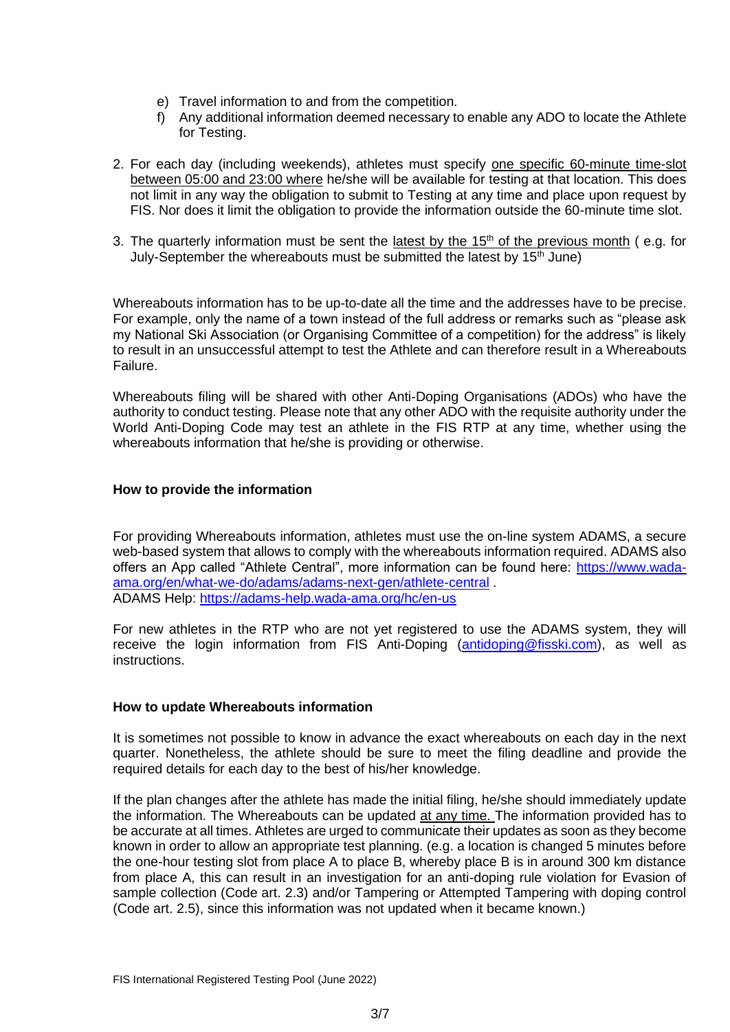e) Travel information to and from the competition.
f) Any additional information deemed necessary to enable any ADO to locate the Athlete for Testing.

2. For each day (including weekends), athletes must specify one specific 60-minute time-slot between 05:00 and 23:00 where he/she will be available for testing at that location. This does not limit in any way the obligation to submit to Testing at any time and place upon request by FIS. Nor does it limit the obligation to provide the information outside the 60-minute time slot.

3. The quarterly information must be sent the latest by the 15th of the previous month ( e.g. for July-September the whereabouts must be submitted the latest by 15th June)

Whereabouts information has to be up-to-date all the time and the addresses have to be precise. For example, only the name of a town instead of the full address or remarks such as "please ask my National Ski Association (or Organising Committee of a competition) for the address" is likely to result in an unsuccessful attempt to test the Athlete and can therefore result in a Whereabouts Failure.

Whereabouts filing will be shared with other Anti-Doping Organisations (ADOs) who have the authority to conduct testing. Please note that any other ADO with the requisite authority under the World Anti-Doping Code may test an athlete in the FIS RTP at any time, whether using the whereabouts information that he/she is providing or otherwise.

**How to provide the information**

For providing Whereabouts information, athletes must use the on-line system ADAMS, a secure web-based system that allows to comply with the whereabouts information required. ADAMS also offers an App called "Athlete Central", more information can be found here: https://www.wada-ama.org/en/what-we-do/adams/adams-next-gen/athlete-central .
ADAMS Help: https://adams-help.wada-ama.org/hc/en-us

For new athletes in the RTP who are not yet registered to use the ADAMS system, they will receive the login information from FIS Anti-Doping (antidoping@fisski.com), as well as instructions.

**How to update Whereabouts information**

It is sometimes not possible to know in advance the exact whereabouts on each day in the next quarter. Nonetheless, the athlete should be sure to meet the filing deadline and provide the required details for each day to the best of his/her knowledge.

If the plan changes after the athlete has made the initial filing, he/she should immediately update the information. The Whereabouts can be updated at any time. The information provided has to be accurate at all times. Athletes are urged to communicate their updates as soon as they become known in order to allow an appropriate test planning. (e.g. a location is changed 5 minutes before the one-hour testing slot from place A to place B, whereby place B is in around 300 km distance from place A, this can result in an investigation for an anti-doping rule violation for Evasion of sample collection (Code art. 2.3) and/or Tampering or Attempted Tampering with doping control (Code art. 2.5), since this information was not updated when it became known.)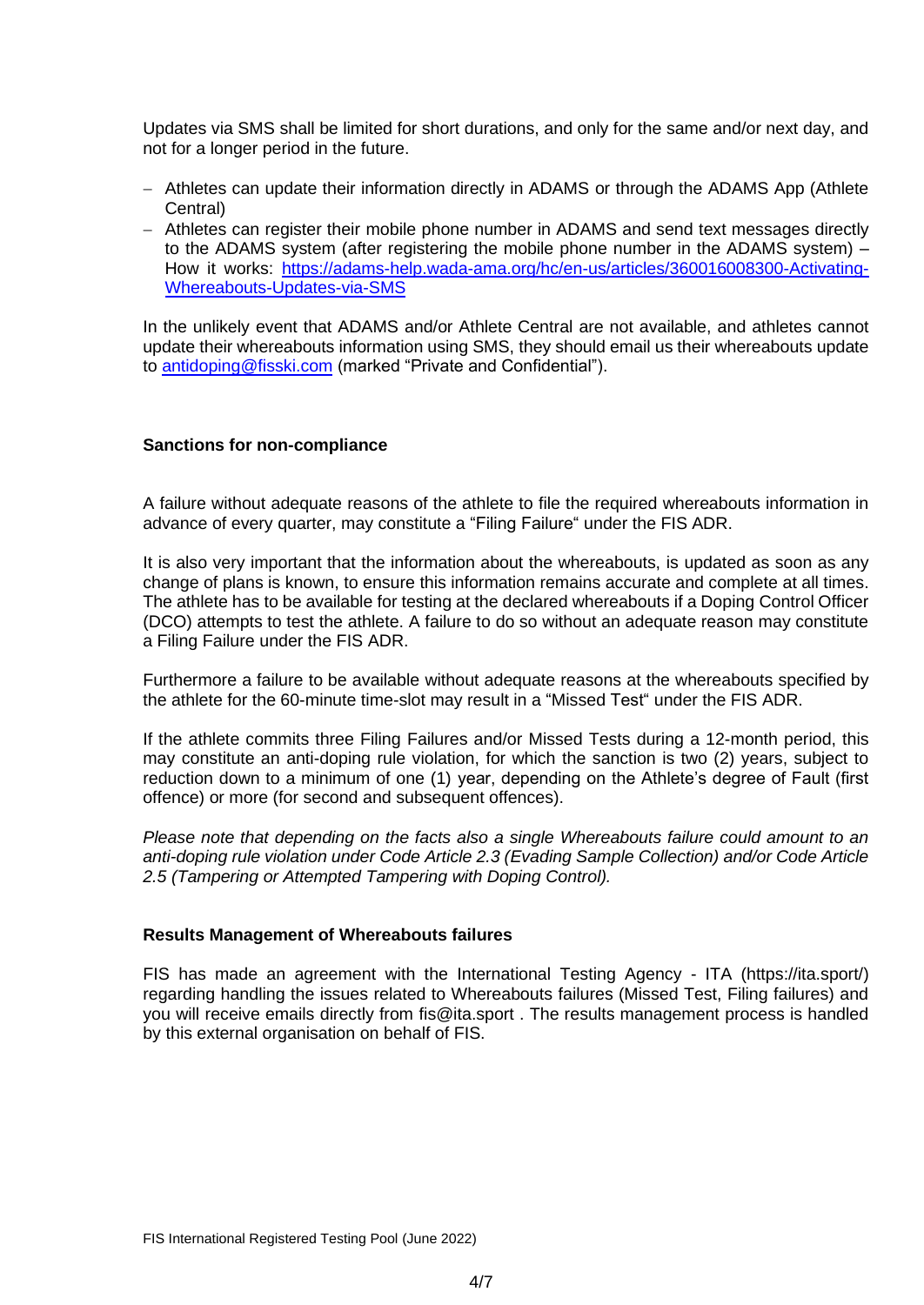Updates via SMS shall be limited for short durations, and only for the same and/or next day, and not for a longer period in the future.

- Athletes can update their information directly in ADAMS or through the ADAMS App (Athlete Central)
- Athletes can register their mobile phone number in ADAMS and send text messages directly to the ADAMS system (after registering the mobile phone number in the ADAMS system) – How it works: [https://adams-help.wada-ama.org/hc/en-us/articles/360016008300-Activating-Whereabouts-Updates-via-SMS](https://adams-help.wada-ama.org/hc/en-us/articles/360016008300-Activating-Whereabouts-Updates-via-SMS)

In the unlikely event that ADAMS and/or Athlete Central are not available, and athletes cannot update their whereabouts information using SMS, they should email us their whereabouts update to [antidoping@fisski.com](mailto:antidoping@fisski.com) (marked "Private and Confidential").

**Sanctions for non-compliance**

A failure without adequate reasons of the athlete to file the required whereabouts information in advance of every quarter, may constitute a "Filing Failure" under the FIS ADR.

It is also very important that the information about the whereabouts, is updated as soon as any change of plans is known, to ensure this information remains accurate and complete at all times. The athlete has to be available for testing at the declared whereabouts if a Doping Control Officer (DCO) attempts to test the athlete. A failure to do so without an adequate reason may constitute a Filing Failure under the FIS ADR.

Furthermore a failure to be available without adequate reasons at the whereabouts specified by the athlete for the 60-minute time-slot may result in a "Missed Test" under the FIS ADR.

If the athlete commits three Filing Failures and/or Missed Tests during a 12-month period, this may constitute an anti-doping rule violation, for which the sanction is two (2) years, subject to reduction down to a minimum of one (1) year, depending on the Athlete's degree of Fault (first offence) or more (for second and subsequent offences).

*Please note that depending on the facts also a single Whereabouts failure could amount to an anti-doping rule violation under Code Article 2.3 (Evading Sample Collection) and/or Code Article 2.5 (Tampering or Attempted Tampering with Doping Control).*

**Results Management of Whereabouts failures**

FIS has made an agreement with the International Testing Agency - ITA (https://ita.sport/) regarding handling the issues related to Whereabouts failures (Missed Test, Filing failures) and you will receive emails directly from fis@ita.sport . The results management process is handled by this external organisation on behalf of FIS.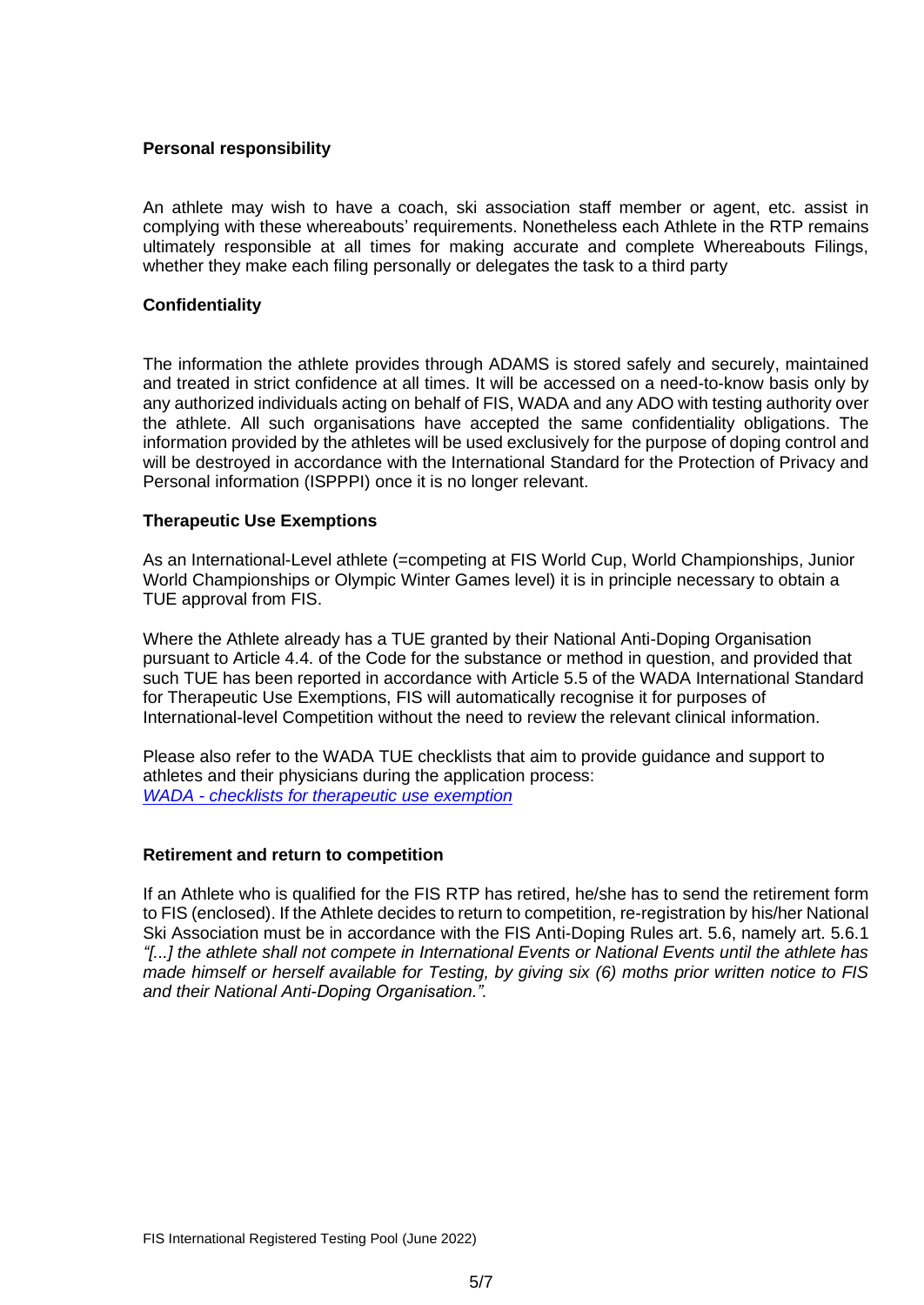**Personal responsibility**

An athlete may wish to have a coach, ski association staff member or agent, etc. assist in complying with these whereabouts' requirements. Nonetheless each Athlete in the RTP remains ultimately responsible at all times for making accurate and complete Whereabouts Filings, whether they make each filing personally or delegates the task to a third party

**Confidentiality**

The information the athlete provides through ADAMS is stored safely and securely, maintained and treated in strict confidence at all times. It will be accessed on a need-to-know basis only by any authorized individuals acting on behalf of FIS, WADA and any ADO with testing authority over the athlete. All such organisations have accepted the same confidentiality obligations. The information provided by the athletes will be used exclusively for the purpose of doping control and will be destroyed in accordance with the International Standard for the Protection of Privacy and Personal information (ISPPPI) once it is no longer relevant.

**Therapeutic Use Exemptions**

As an International-Level athlete (=competing at FIS World Cup, World Championships, Junior World Championships or Olympic Winter Games level) it is in principle necessary to obtain a TUE approval from FIS.

Where the Athlete already has a TUE granted by their National Anti-Doping Organisation pursuant to Article 4.4. of the Code for the substance or method in question, and provided that such TUE has been reported in accordance with Article 5.5 of the WADA International Standard for Therapeutic Use Exemptions, FIS will automatically recognise it for purposes of International-level Competition without the need to review the relevant clinical information.

Please also refer to the WADA TUE checklists that aim to provide guidance and support to athletes and their physicians during the application process:
*WADA - checklists for therapeutic use exemption*

**Retirement and return to competition**

If an Athlete who is qualified for the FIS RTP has retired, he/she has to send the retirement form to FIS (enclosed). If the Athlete decides to return to competition, re-registration by his/her National Ski Association must be in accordance with the FIS Anti-Doping Rules art. 5.6, namely art. 5.6.1 *"[...] the athlete shall not compete in International Events or National Events until the athlete has made himself or herself available for Testing, by giving six (6) moths prior written notice to FIS and their National Anti-Doping Organisation.".*

FIS International Registered Testing Pool (June 2022)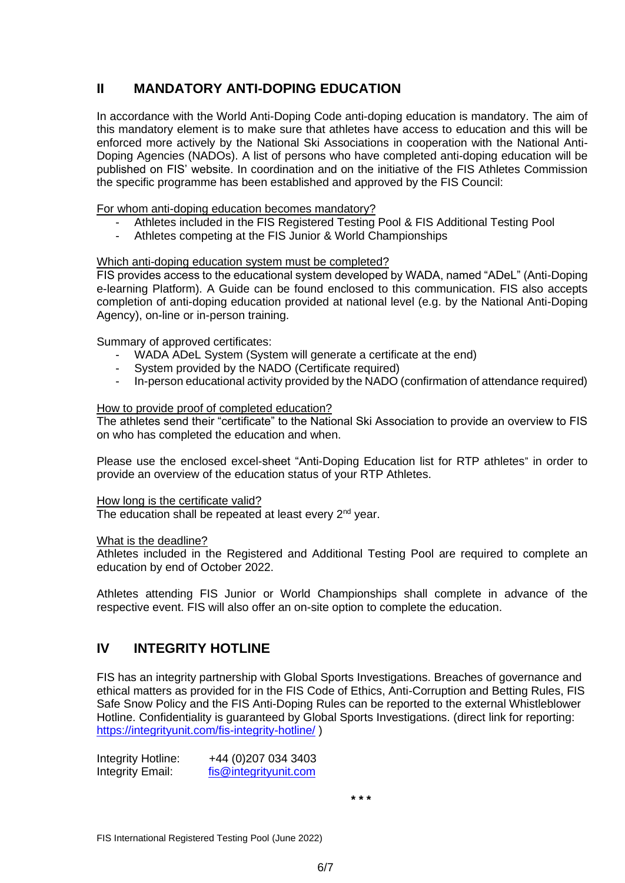## II MANDATORY ANTI-DOPING EDUCATION

In accordance with the World Anti-Doping Code anti-doping education is mandatory. The aim of this mandatory element is to make sure that athletes have access to education and this will be enforced more actively by the National Ski Associations in cooperation with the National Anti-Doping Agencies (NADOs). A list of persons who have completed anti-doping education will be published on FIS' website. In coordination and on the initiative of the FIS Athletes Commission the specific programme has been established and approved by the FIS Council:

<u>For whom anti-doping education becomes mandatory?</u>

- Athletes included in the FIS Registered Testing Pool & FIS Additional Testing Pool
- Athletes competing at the FIS Junior & World Championships

<u>Which anti-doping education system must be completed?</u>

FIS provides access to the educational system developed by WADA, named "ADeL" (Anti-Doping e-learning Platform). A Guide can be found enclosed to this communication. FIS also accepts completion of anti-doping education provided at national level (e.g. by the National Anti-Doping Agency), on-line or in-person training.

Summary of approved certificates:

- WADA ADeL System (System will generate a certificate at the end)
- System provided by the NADO (Certificate required)
- In-person educational activity provided by the NADO (confirmation of attendance required)

<u>How to provide proof of completed education?</u>

The athletes send their "certificate" to the National Ski Association to provide an overview to FIS on who has completed the education and when.

Please use the enclosed excel-sheet "Anti-Doping Education list for RTP athletes" in order to provide an overview of the education status of your RTP Athletes.

<u>How long is the certificate valid?</u>

The education shall be repeated at least every 2nd year.

<u>What is the deadline?</u>

Athletes included in the Registered and Additional Testing Pool are required to complete an education by end of October 2022.

Athletes attending FIS Junior or World Championships shall complete in advance of the respective event. FIS will also offer an on-site option to complete the education.

## IV INTEGRITY HOTLINE

FIS has an integrity partnership with Global Sports Investigations. Breaches of governance and ethical matters as provided for in the FIS Code of Ethics, Anti-Corruption and Betting Rules, FIS Safe Snow Policy and the FIS Anti-Doping Rules can be reported to the external Whistleblower Hotline. Confidentiality is guaranteed by Global Sports Investigations. (direct link for reporting: https://integrityunit.com/fis-integrity-hotline/ )

Integrity Hotline: +44 (0)207 034 3403
Integrity Email: fis@integrityunit.com

\* \* \*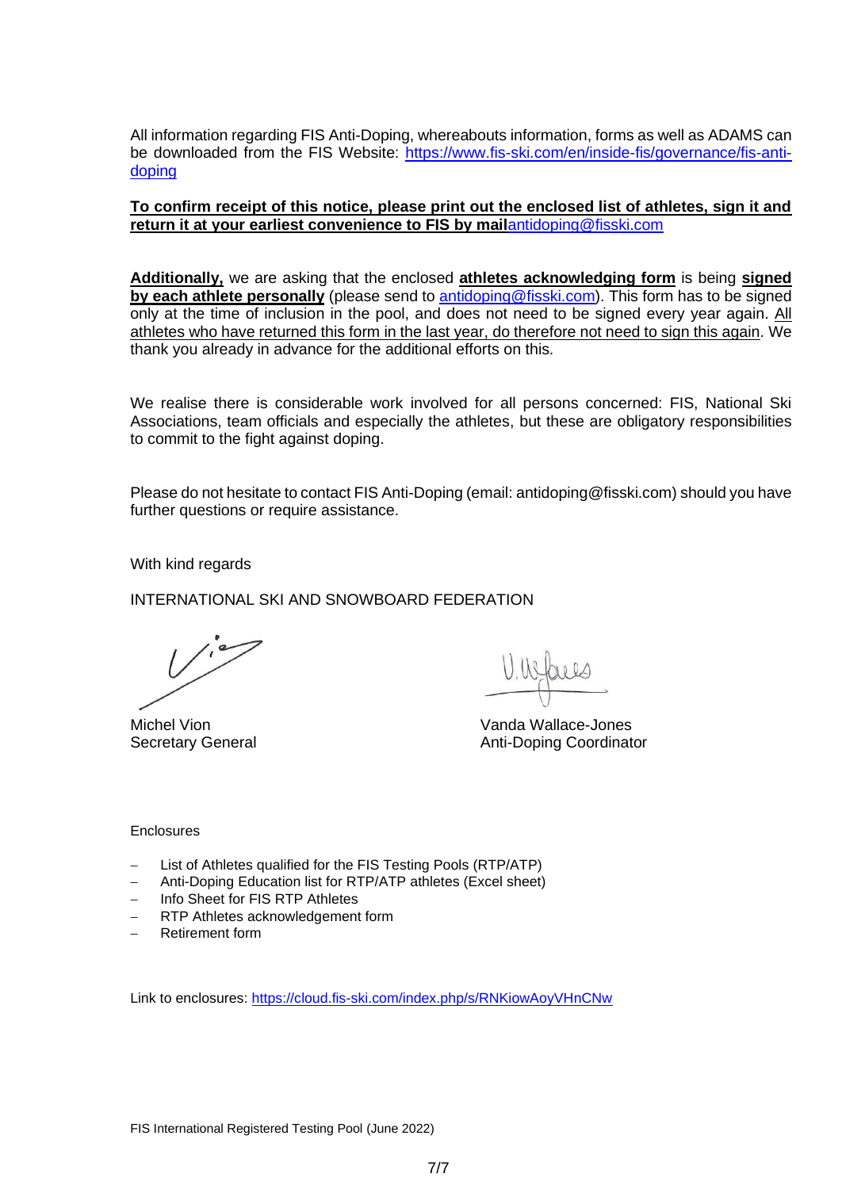All information regarding FIS Anti-Doping, whereabouts information, forms as well as ADAMS can be downloaded from the FIS Website: https://www.fis-ski.com/en/inside-fis/governance/fis-anti-doping

**To confirm receipt of this notice, please print out the enclosed list of athletes, sign it and return it at your earliest convenience to FIS by mail**antidoping@fisski.com

**Additionally,** we are asking that the enclosed **athletes acknowledging form** is being **signed by each athlete personally** (please send to antidoping@fisski.com). This form has to be signed only at the time of inclusion in the pool, and does not need to be signed every year again. All athletes who have returned this form in the last year, do therefore not need to sign this again. We thank you already in advance for the additional efforts on this.

We realise there is considerable work involved for all persons concerned: FIS, National Ski Associations, team officials and especially the athletes, but these are obligatory responsibilities to commit to the fight against doping.

Please do not hesitate to contact FIS Anti-Doping (email: antidoping@fisski.com) should you have further questions or require assistance.

With kind regards

INTERNATIONAL SKI AND SNOWBOARD FEDERATION

Michel Vion
Secretary General

Vanda Wallace-Jones
Anti-Doping Coordinator

Enclosures

- List of Athletes qualified for the FIS Testing Pools (RTP/ATP)
- Anti-Doping Education list for RTP/ATP athletes (Excel sheet)
- Info Sheet for FIS RTP Athletes
- RTP Athletes acknowledgement form
- Retirement form

Link to enclosures: https://cloud.fis-ski.com/index.php/s/RNKiowAoyVHnCNw

FIS International Registered Testing Pool (June 2022)